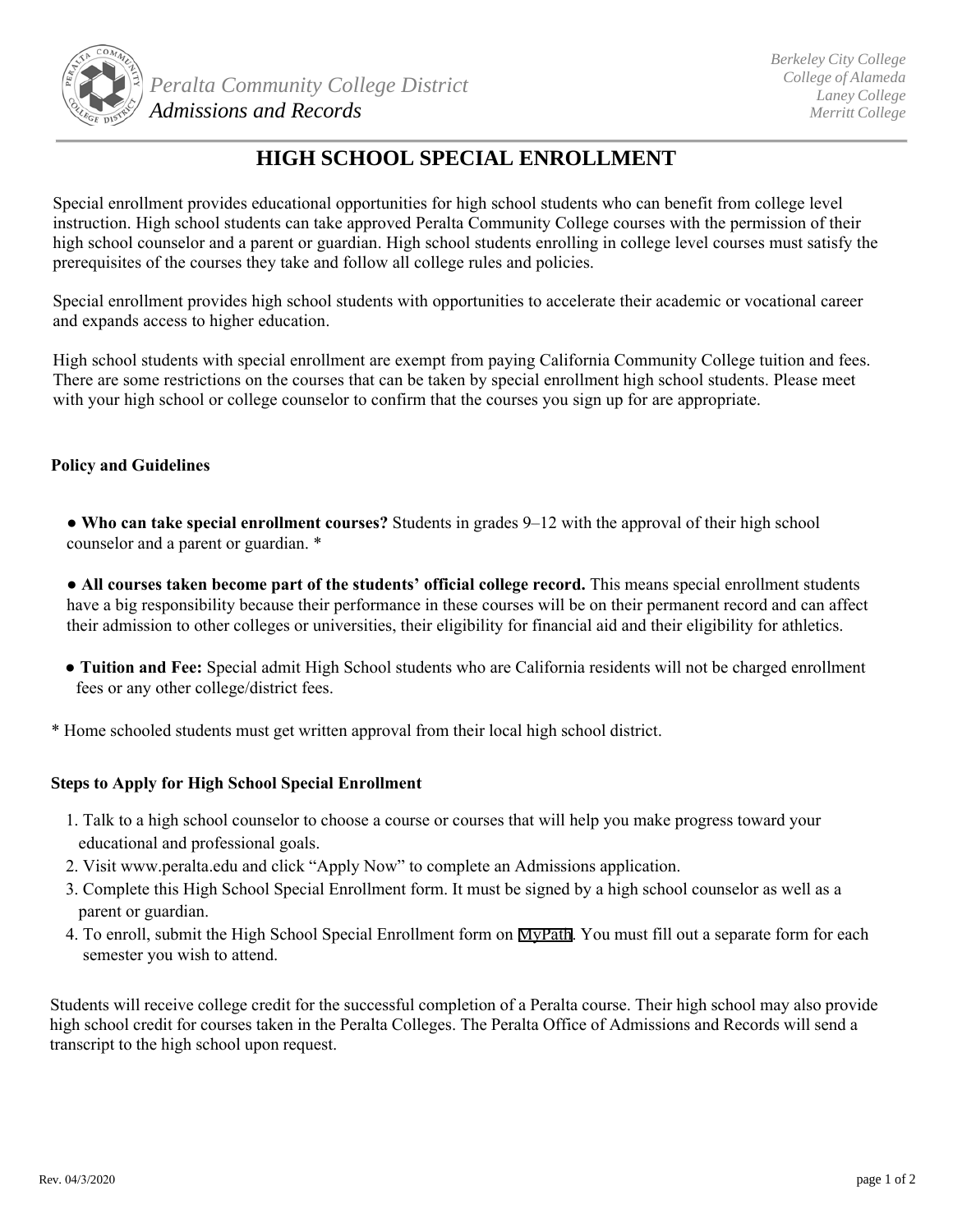Peralta Community College District
*Admissions and Records*

*Berkeley City College*
*College of Alameda*
*Laney College*
*Merritt College*

# HIGH SCHOOL SPECIAL ENROLLMENT

Special enrollment provides educational opportunities for high school students who can benefit from college level instruction. High school students can take approved Peralta Community College courses with the permission of their high school counselor and a parent or guardian. High school students enrolling in college level courses must satisfy the prerequisites of the courses they take and follow all college rules and policies.

Special enrollment provides high school students with opportunities to accelerate their academic or vocational career and expands access to higher education.

High school students with special enrollment are exempt from paying California Community College tuition and fees. There are some restrictions on the courses that can be taken by special enrollment high school students. Please meet with your high school or college counselor to confirm that the courses you sign up for are appropriate.

## Policy and Guidelines

- **Who can take special enrollment courses?** Students in grades 9–12 with the approval of their high school counselor and a parent or guardian. *

- **All courses taken become part of the students' official college record.** This means special enrollment students have a big responsibility because their performance in these courses will be on their permanent record and can affect their admission to other colleges or universities, their eligibility for financial aid and their eligibility for athletics.

- **Tuition and Fee:** Special admit High School students who are California residents will not be charged enrollment fees or any other college/district fees.

* Home schooled students must get written approval from their local high school district.

## Steps to Apply for High School Special Enrollment

1. Talk to a high school counselor to choose a course or courses that will help you make progress toward your educational and professional goals.
2. Visit www.peralta.edu and click "Apply Now" to complete an Admissions application.
3. Complete this High School Special Enrollment form. It must be signed by a high school counselor as well as a parent or guardian.
4. To enroll, submit the High School Special Enrollment form on MyPath. You must fill out a separate form for each semester you wish to attend.

Students will receive college credit for the successful completion of a Peralta course. Their high school may also provide high school credit for courses taken in the Peralta Colleges. The Peralta Office of Admissions and Records will send a transcript to the high school upon request.

Rev. 04/3/2020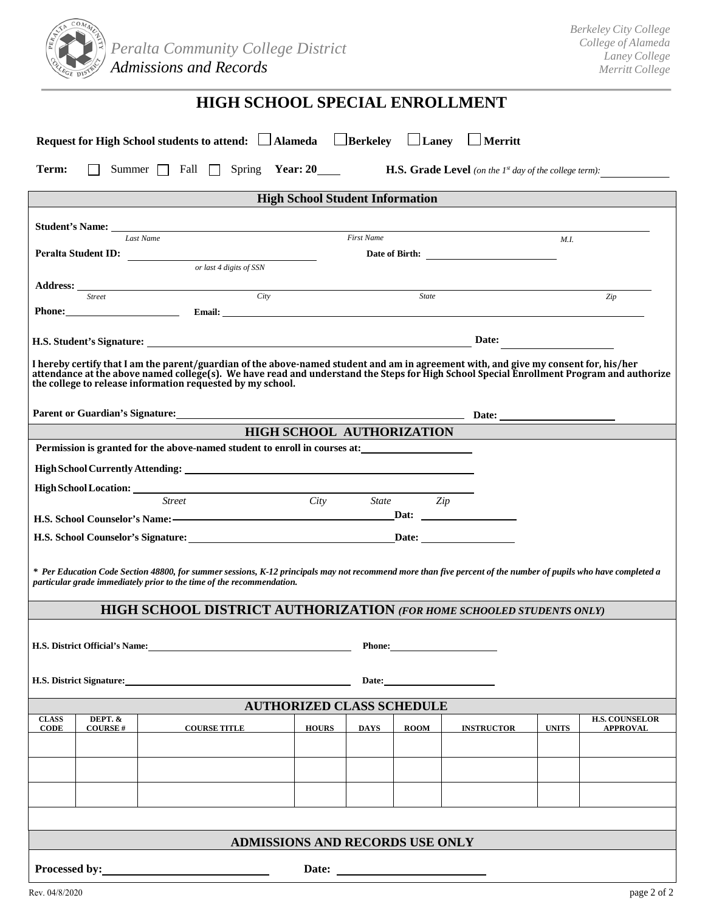Peralta Community College District
*Admissions and Records*

*Berkeley City College*
*College of Alameda*
*Laney College*
*Merritt College*

# HIGH SCHOOL SPECIAL ENROLLMENT

**Request for High School students to attend:** ☐ **Alameda** ☐ **Berkeley** ☐ **Laney** ☐ **Merritt**

**Term:** ☐ Summer ☐ Fall ☐ Spring **Year: 20____** **H.S. Grade Level** *(on the 1st day of the college term):* ____________

## High School Student Information

**Student's Name:** ______________________________________________
*Last Name* *First Name* *M.I.*

**Peralta Student ID:** ____________________ **Date of Birth:** ____________________
*or last 4 digits of SSN*

**Address:** ______________________________________________
*Street* *City* *State* *Zip*

**Phone:** ____________________ **Email:** ____________________

**H.S. Student's Signature:** ______________________________ **Date:** ____________

**I hereby certify that I am the parent/guardian of the above-named student and am in agreement with, and give my consent for, his/her attendance at the above named college(s). We have read and understand the Steps for High School Special Enrollment Program and authorize the college to release information requested by my school.**

**Parent or Guardian's Signature:** ______________________________ **Date:** ____________

## HIGH SCHOOL AUTHORIZATION

**Permission is granted for the above-named student to enroll in courses at:** ____________________

**High School Currently Attending:** ______________________________

**High School Location:** ______________________________
*Street* *City* *State* *Zip*

**H.S. School Counselor's Name:** ______________________________ **Dat:** ____________

**H.S. School Counselor's Signature:** ______________________________ **Date:** ____________

***\* Per Education Code Section 48800, for summer sessions, K-12 principals may not recommend more than five percent of the number of pupils who have completed a particular grade immediately prior to the time of the recommendation.***

## HIGH SCHOOL DISTRICT AUTHORIZATION *(FOR HOME SCHOOLED STUDENTS ONLY)*

**H.S. District Official's Name:** ______________________________ **Phone:** ____________

**H.S. District Signature:** ______________________________ **Date:** ____________

## AUTHORIZED CLASS SCHEDULE

| CLASS CODE | DEPT. & COURSE # | COURSE TITLE | HOURS | DAYS | ROOM | INSTRUCTOR | UNITS | H.S. COUNSELOR APPROVAL |
|---|---|---|---|---|---|---|---|---|
| | | | | | | | | |
| | | | | | | | | |
| | | | | | | | | |

## ADMISSIONS AND RECORDS USE ONLY

**Processed by:** ______________________________ **Date:** ____________________

Rev. 04/8/2020